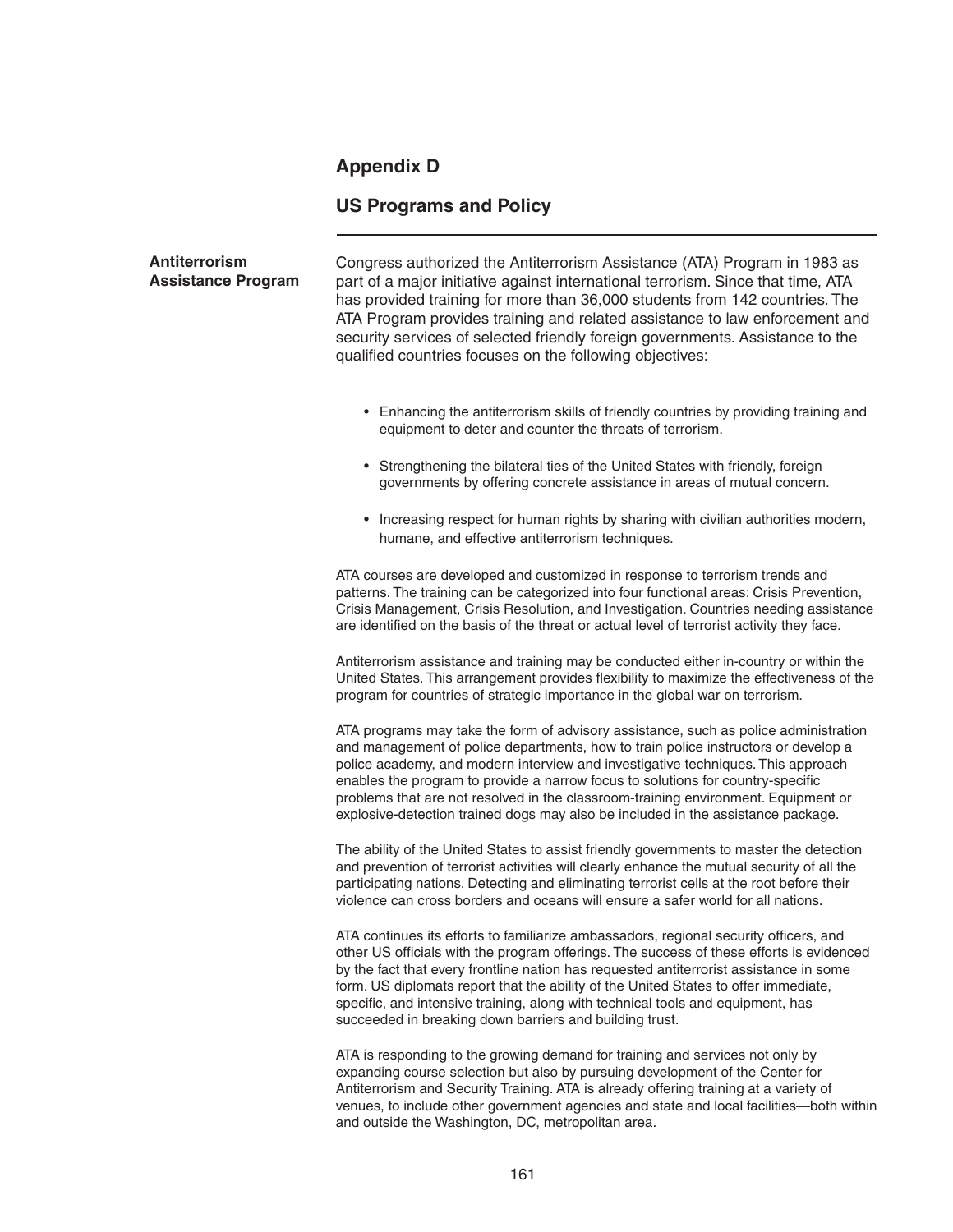# Appendix D

## US Programs and Policy

### Antiterrorism Assistance Program

Congress authorized the Antiterrorism Assistance (ATA) Program in 1983 as part of a major initiative against international terrorism. Since that time, ATA has provided training for more than 36,000 students from 142 countries. The ATA Program provides training and related assistance to law enforcement and security services of selected friendly foreign governments. Assistance to the qualified countries focuses on the following objectives:

- Enhancing the antiterrorism skills of friendly countries by providing training and equipment to deter and counter the threats of terrorism.
- Strengthening the bilateral ties of the United States with friendly, foreign governments by offering concrete assistance in areas of mutual concern.
- Increasing respect for human rights by sharing with civilian authorities modern, humane, and effective antiterrorism techniques.

ATA courses are developed and customized in response to terrorism trends and patterns. The training can be categorized into four functional areas: Crisis Prevention, Crisis Management, Crisis Resolution, and Investigation. Countries needing assistance are identified on the basis of the threat or actual level of terrorist activity they face.

Antiterrorism assistance and training may be conducted either in-country or within the United States. This arrangement provides flexibility to maximize the effectiveness of the program for countries of strategic importance in the global war on terrorism.

ATA programs may take the form of advisory assistance, such as police administration and management of police departments, how to train police instructors or develop a police academy, and modern interview and investigative techniques. This approach enables the program to provide a narrow focus to solutions for country-specific problems that are not resolved in the classroom-training environment. Equipment or explosive-detection trained dogs may also be included in the assistance package.

The ability of the United States to assist friendly governments to master the detection and prevention of terrorist activities will clearly enhance the mutual security of all the participating nations. Detecting and eliminating terrorist cells at the root before their violence can cross borders and oceans will ensure a safer world for all nations.

ATA continues its efforts to familiarize ambassadors, regional security officers, and other US officials with the program offerings. The success of these efforts is evidenced by the fact that every frontline nation has requested antiterrorist assistance in some form. US diplomats report that the ability of the United States to offer immediate, specific, and intensive training, along with technical tools and equipment, has succeeded in breaking down barriers and building trust.

ATA is responding to the growing demand for training and services not only by expanding course selection but also by pursuing development of the Center for Antiterrorism and Security Training. ATA is already offering training at a variety of venues, to include other government agencies and state and local facilities—both within and outside the Washington, DC, metropolitan area.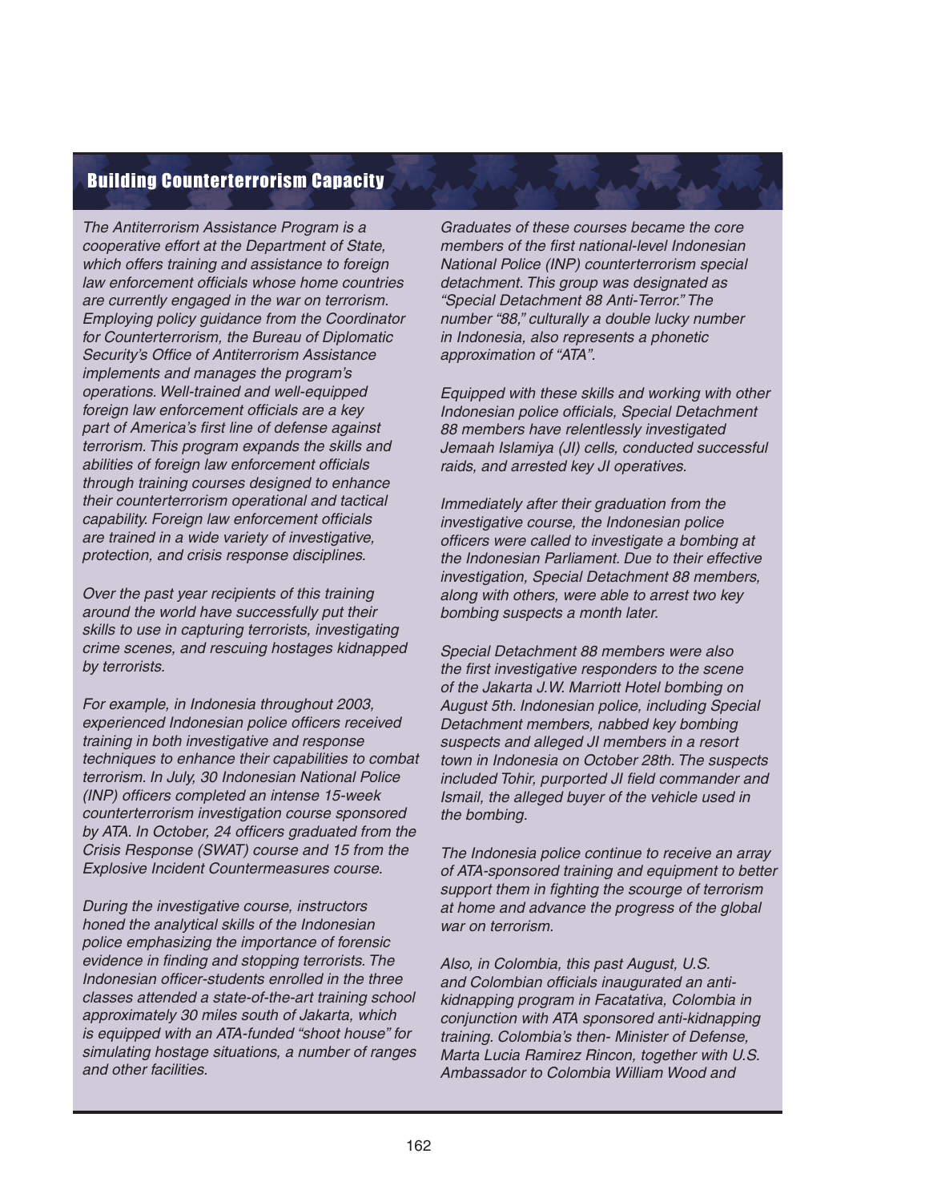## Building Counterterrorism Capacity

*The Antiterrorism Assistance Program is a cooperative effort at the Department of State, which offers training and assistance to foreign law enforcement officials whose home countries are currently engaged in the war on terrorism. Employing policy guidance from the Coordinator for Counterterrorism, the Bureau of Diplomatic Security's Office of Antiterrorism Assistance implements and manages the program's operations. Well-trained and well-equipped foreign law enforcement officials are a key part of America's first line of defense against terrorism. This program expands the skills and abilities of foreign law enforcement officials through training courses designed to enhance their counterterrorism operational and tactical capability. Foreign law enforcement officials are trained in a wide variety of investigative, protection, and crisis response disciplines.*

*Over the past year recipients of this training around the world have successfully put their skills to use in capturing terrorists, investigating crime scenes, and rescuing hostages kidnapped by terrorists.*

*For example, in Indonesia throughout 2003, experienced Indonesian police officers received training in both investigative and response techniques to enhance their capabilities to combat terrorism. In July, 30 Indonesian National Police (INP) officers completed an intense 15-week counterterrorism investigation course sponsored by ATA. In October, 24 officers graduated from the Crisis Response (SWAT) course and 15 from the Explosive Incident Countermeasures course.*

*During the investigative course, instructors honed the analytical skills of the Indonesian police emphasizing the importance of forensic evidence in finding and stopping terrorists. The Indonesian officer-students enrolled in the three classes attended a state-of-the-art training school approximately 30 miles south of Jakarta, which is equipped with an ATA-funded "shoot house" for simulating hostage situations, a number of ranges and other facilities.*

*Graduates of these courses became the core members of the first national-level Indonesian National Police (INP) counterterrorism special detachment. This group was designated as "Special Detachment 88 Anti-Terror." The number "88," culturally a double lucky number in Indonesia, also represents a phonetic approximation of "ATA".*

*Equipped with these skills and working with other Indonesian police officials, Special Detachment 88 members have relentlessly investigated Jemaah Islamiya (JI) cells, conducted successful raids, and arrested key JI operatives.*

*Immediately after their graduation from the investigative course, the Indonesian police officers were called to investigate a bombing at the Indonesian Parliament. Due to their effective investigation, Special Detachment 88 members, along with others, were able to arrest two key bombing suspects a month later.*

*Special Detachment 88 members were also the first investigative responders to the scene of the Jakarta J.W. Marriott Hotel bombing on August 5th. Indonesian police, including Special Detachment members, nabbed key bombing suspects and alleged JI members in a resort town in Indonesia on October 28th. The suspects included Tohir, purported JI field commander and Ismail, the alleged buyer of the vehicle used in the bombing.*

*The Indonesia police continue to receive an array of ATA-sponsored training and equipment to better support them in fighting the scourge of terrorism at home and advance the progress of the global war on terrorism.*

*Also, in Colombia, this past August, U.S. and Colombian officials inaugurated an anti-kidnapping program in Facatativa, Colombia in conjunction with ATA sponsored anti-kidnapping training. Colombia's then- Minister of Defense, Marta Lucia Ramirez Rincon, together with U.S. Ambassador to Colombia William Wood and*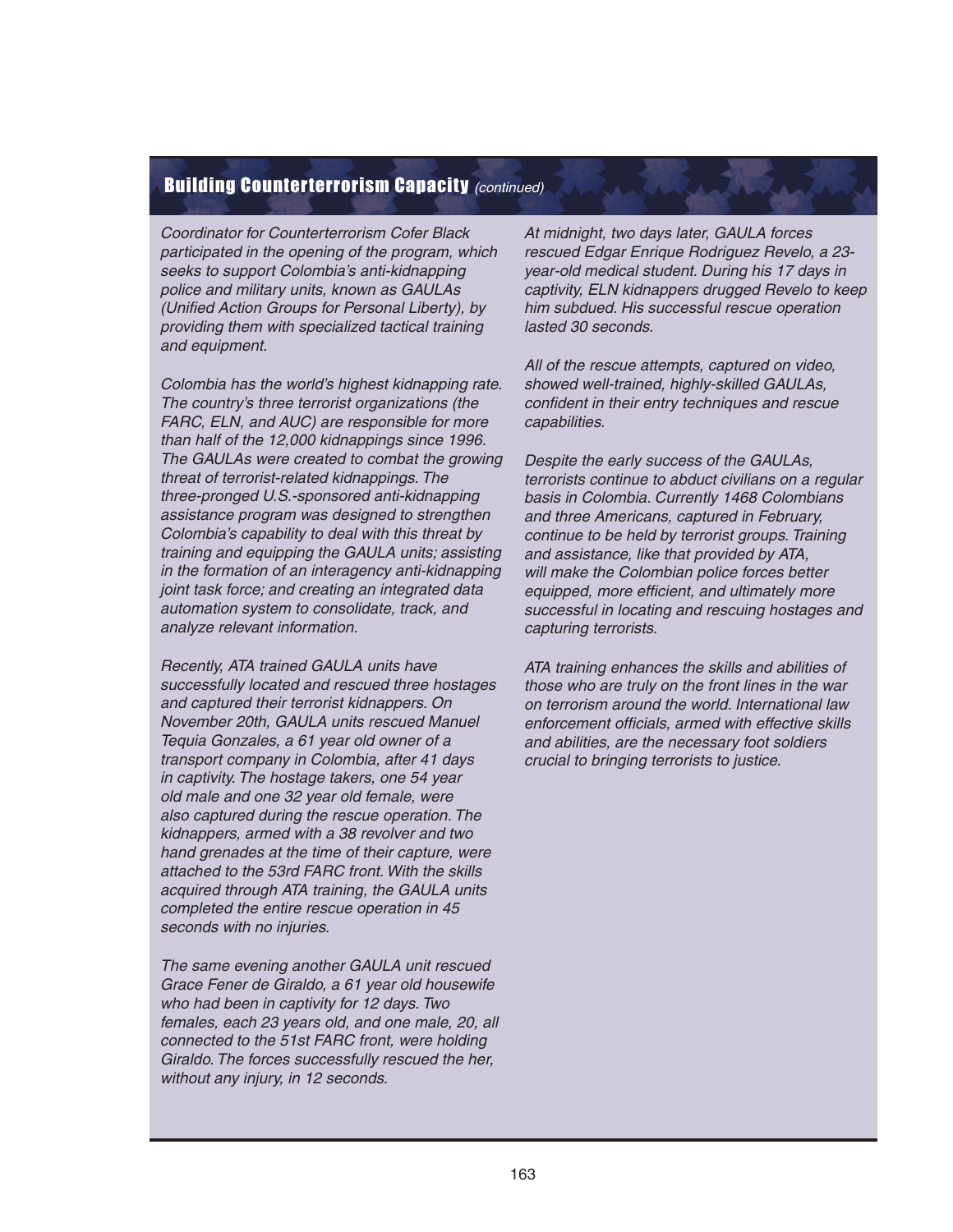## Building Counterterrorism Capacity *(continued)*

*Coordinator for Counterterrorism Cofer Black participated in the opening of the program, which seeks to support Colombia's anti-kidnapping police and military units, known as GAULAs (Unified Action Groups for Personal Liberty), by providing them with specialized tactical training and equipment.*

*Colombia has the world's highest kidnapping rate. The country's three terrorist organizations (the FARC, ELN, and AUC) are responsible for more than half of the 12,000 kidnappings since 1996. The GAULAs were created to combat the growing threat of terrorist-related kidnappings. The three-pronged U.S.-sponsored anti-kidnapping assistance program was designed to strengthen Colombia's capability to deal with this threat by training and equipping the GAULA units; assisting in the formation of an interagency anti-kidnapping joint task force; and creating an integrated data automation system to consolidate, track, and analyze relevant information.*

*Recently, ATA trained GAULA units have successfully located and rescued three hostages and captured their terrorist kidnappers. On November 20th, GAULA units rescued Manuel Tequia Gonzales, a 61 year old owner of a transport company in Colombia, after 41 days in captivity. The hostage takers, one 54 year old male and one 32 year old female, were also captured during the rescue operation. The kidnappers, armed with a 38 revolver and two hand grenades at the time of their capture, were attached to the 53rd FARC front. With the skills acquired through ATA training, the GAULA units completed the entire rescue operation in 45 seconds with no injuries.*

*The same evening another GAULA unit rescued Grace Fener de Giraldo, a 61 year old housewife who had been in captivity for 12 days. Two females, each 23 years old, and one male, 20, all connected to the 51st FARC front, were holding Giraldo. The forces successfully rescued the her, without any injury, in 12 seconds.*

*At midnight, two days later, GAULA forces rescued Edgar Enrique Rodriguez Revelo, a 23-year-old medical student. During his 17 days in captivity, ELN kidnappers drugged Revelo to keep him subdued. His successful rescue operation lasted 30 seconds.*

*All of the rescue attempts, captured on video, showed well-trained, highly-skilled GAULAs, confident in their entry techniques and rescue capabilities.*

*Despite the early success of the GAULAs, terrorists continue to abduct civilians on a regular basis in Colombia. Currently 1468 Colombians and three Americans, captured in February, continue to be held by terrorist groups. Training and assistance, like that provided by ATA, will make the Colombian police forces better equipped, more efficient, and ultimately more successful in locating and rescuing hostages and capturing terrorists.*

*ATA training enhances the skills and abilities of those who are truly on the front lines in the war on terrorism around the world. International law enforcement officials, armed with effective skills and abilities, are the necessary foot soldiers crucial to bringing terrorists to justice.*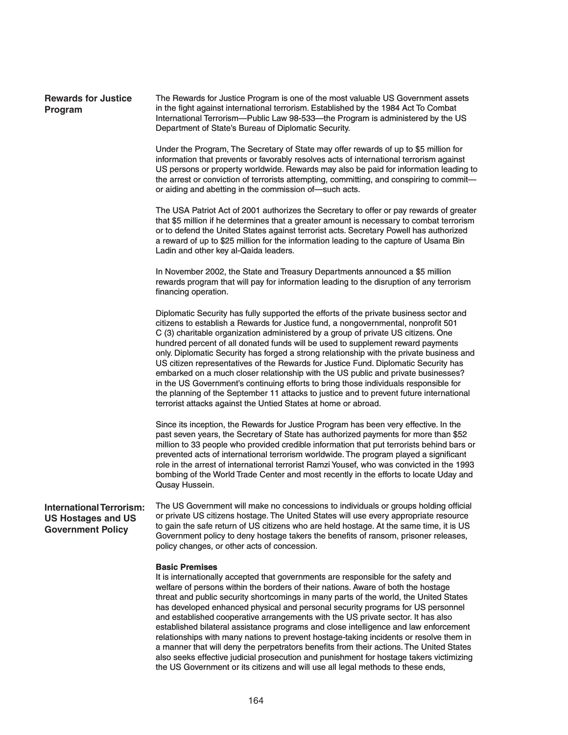## Rewards for Justice Program

The Rewards for Justice Program is one of the most valuable US Government assets in the fight against international terrorism. Established by the 1984 Act To Combat International Terrorism—Public Law 98-533—the Program is administered by the US Department of State's Bureau of Diplomatic Security.

Under the Program, The Secretary of State may offer rewards of up to $5 million for information that prevents or favorably resolves acts of international terrorism against US persons or property worldwide. Rewards may also be paid for information leading to the arrest or conviction of terrorists attempting, committing, and conspiring to commit—or aiding and abetting in the commission of—such acts.

The USA Patriot Act of 2001 authorizes the Secretary to offer or pay rewards of greater that $5 million if he determines that a greater amount is necessary to combat terrorism or to defend the United States against terrorist acts. Secretary Powell has authorized a reward of up to $25 million for the information leading to the capture of Usama Bin Ladin and other key al-Qaida leaders.

In November 2002, the State and Treasury Departments announced a $5 million rewards program that will pay for information leading to the disruption of any terrorism financing operation.

Diplomatic Security has fully supported the efforts of the private business sector and citizens to establish a Rewards for Justice fund, a nongovernmental, nonprofit 501 C (3) charitable organization administered by a group of private US citizens. One hundred percent of all donated funds will be used to supplement reward payments only. Diplomatic Security has forged a strong relationship with the private business and US citizen representatives of the Rewards for Justice Fund. Diplomatic Security has embarked on a much closer relationship with the US public and private businesses? in the US Government's continuing efforts to bring those individuals responsible for the planning of the September 11 attacks to justice and to prevent future international terrorist attacks against the Untied States at home or abroad.

Since its inception, the Rewards for Justice Program has been very effective. In the past seven years, the Secretary of State has authorized payments for more than $52 million to 33 people who provided credible information that put terrorists behind bars or prevented acts of international terrorism worldwide. The program played a significant role in the arrest of international terrorist Ramzi Yousef, who was convicted in the 1993 bombing of the World Trade Center and most recently in the efforts to locate Uday and Qusay Hussein.

## International Terrorism: US Hostages and US Government Policy

The US Government will make no concessions to individuals or groups holding official or private US citizens hostage. The United States will use every appropriate resource to gain the safe return of US citizens who are held hostage. At the same time, it is US Government policy to deny hostage takers the benefits of ransom, prisoner releases, policy changes, or other acts of concession.

**Basic Premises**

It is internationally accepted that governments are responsible for the safety and welfare of persons within the borders of their nations. Aware of both the hostage threat and public security shortcomings in many parts of the world, the United States has developed enhanced physical and personal security programs for US personnel and established cooperative arrangements with the US private sector. It has also established bilateral assistance programs and close intelligence and law enforcement relationships with many nations to prevent hostage-taking incidents or resolve them in a manner that will deny the perpetrators benefits from their actions. The United States also seeks effective judicial prosecution and punishment for hostage takers victimizing the US Government or its citizens and will use all legal methods to these ends,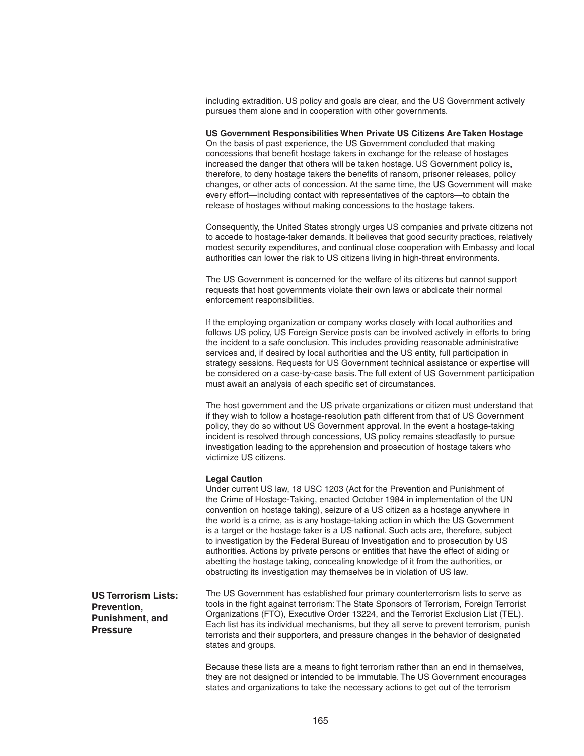including extradition. US policy and goals are clear, and the US Government actively pursues them alone and in cooperation with other governments.

**US Government Responsibilities When Private US Citizens Are Taken Hostage**

On the basis of past experience, the US Government concluded that making concessions that benefit hostage takers in exchange for the release of hostages increased the danger that others will be taken hostage. US Government policy is, therefore, to deny hostage takers the benefits of ransom, prisoner releases, policy changes, or other acts of concession. At the same time, the US Government will make every effort—including contact with representatives of the captors—to obtain the release of hostages without making concessions to the hostage takers.

Consequently, the United States strongly urges US companies and private citizens not to accede to hostage-taker demands. It believes that good security practices, relatively modest security expenditures, and continual close cooperation with Embassy and local authorities can lower the risk to US citizens living in high-threat environments.

The US Government is concerned for the welfare of its citizens but cannot support requests that host governments violate their own laws or abdicate their normal enforcement responsibilities.

If the employing organization or company works closely with local authorities and follows US policy, US Foreign Service posts can be involved actively in efforts to bring the incident to a safe conclusion. This includes providing reasonable administrative services and, if desired by local authorities and the US entity, full participation in strategy sessions. Requests for US Government technical assistance or expertise will be considered on a case-by-case basis. The full extent of US Government participation must await an analysis of each specific set of circumstances.

The host government and the US private organizations or citizen must understand that if they wish to follow a hostage-resolution path different from that of US Government policy, they do so without US Government approval. In the event a hostage-taking incident is resolved through concessions, US policy remains steadfastly to pursue investigation leading to the apprehension and prosecution of hostage takers who victimize US citizens.

**Legal Caution**

Under current US law, 18 USC 1203 (Act for the Prevention and Punishment of the Crime of Hostage-Taking, enacted October 1984 in implementation of the UN convention on hostage taking), seizure of a US citizen as a hostage anywhere in the world is a crime, as is any hostage-taking action in which the US Government is a target or the hostage taker is a US national. Such acts are, therefore, subject to investigation by the Federal Bureau of Investigation and to prosecution by US authorities. Actions by private persons or entities that have the effect of aiding or abetting the hostage taking, concealing knowledge of it from the authorities, or obstructing its investigation may themselves be in violation of US law.

## US Terrorism Lists: Prevention, Punishment, and Pressure

The US Government has established four primary counterterrorism lists to serve as tools in the fight against terrorism: The State Sponsors of Terrorism, Foreign Terrorist Organizations (FTO), Executive Order 13224, and the Terrorist Exclusion List (TEL). Each list has its individual mechanisms, but they all serve to prevent terrorism, punish terrorists and their supporters, and pressure changes in the behavior of designated states and groups.

Because these lists are a means to fight terrorism rather than an end in themselves, they are not designed or intended to be immutable. The US Government encourages states and organizations to take the necessary actions to get out of the terrorism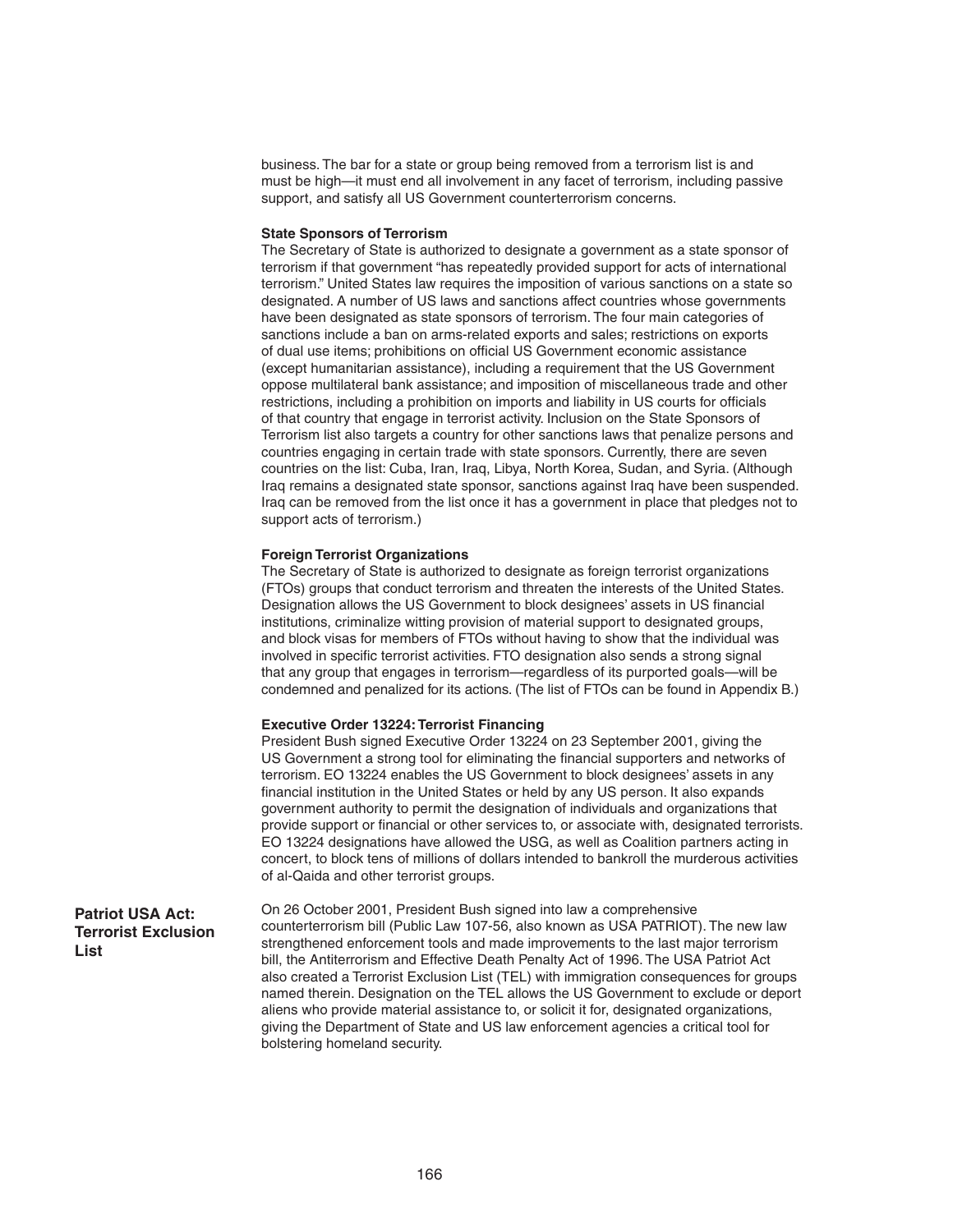business. The bar for a state or group being removed from a terrorism list is and must be high—it must end all involvement in any facet of terrorism, including passive support, and satisfy all US Government counterterrorism concerns.

**State Sponsors of Terrorism**

The Secretary of State is authorized to designate a government as a state sponsor of terrorism if that government "has repeatedly provided support for acts of international terrorism." United States law requires the imposition of various sanctions on a state so designated. A number of US laws and sanctions affect countries whose governments have been designated as state sponsors of terrorism. The four main categories of sanctions include a ban on arms-related exports and sales; restrictions on exports of dual use items; prohibitions on official US Government economic assistance (except humanitarian assistance), including a requirement that the US Government oppose multilateral bank assistance; and imposition of miscellaneous trade and other restrictions, including a prohibition on imports and liability in US courts for officials of that country that engage in terrorist activity. Inclusion on the State Sponsors of Terrorism list also targets a country for other sanctions laws that penalize persons and countries engaging in certain trade with state sponsors. Currently, there are seven countries on the list: Cuba, Iran, Iraq, Libya, North Korea, Sudan, and Syria. (Although Iraq remains a designated state sponsor, sanctions against Iraq have been suspended. Iraq can be removed from the list once it has a government in place that pledges not to support acts of terrorism.)

**Foreign Terrorist Organizations**

The Secretary of State is authorized to designate as foreign terrorist organizations (FTOs) groups that conduct terrorism and threaten the interests of the United States. Designation allows the US Government to block designees' assets in US financial institutions, criminalize witting provision of material support to designated groups, and block visas for members of FTOs without having to show that the individual was involved in specific terrorist activities. FTO designation also sends a strong signal that any group that engages in terrorism—regardless of its purported goals—will be condemned and penalized for its actions. (The list of FTOs can be found in Appendix B.)

**Executive Order 13224: Terrorist Financing**

President Bush signed Executive Order 13224 on 23 September 2001, giving the US Government a strong tool for eliminating the financial supporters and networks of terrorism. EO 13224 enables the US Government to block designees' assets in any financial institution in the United States or held by any US person. It also expands government authority to permit the designation of individuals and organizations that provide support or financial or other services to, or associate with, designated terrorists. EO 13224 designations have allowed the USG, as well as Coalition partners acting in concert, to block tens of millions of dollars intended to bankroll the murderous activities of al-Qaida and other terrorist groups.

## Patriot USA Act: Terrorist Exclusion List

On 26 October 2001, President Bush signed into law a comprehensive counterterrorism bill (Public Law 107-56, also known as USA PATRIOT). The new law strengthened enforcement tools and made improvements to the last major terrorism bill, the Antiterrorism and Effective Death Penalty Act of 1996. The USA Patriot Act also created a Terrorist Exclusion List (TEL) with immigration consequences for groups named therein. Designation on the TEL allows the US Government to exclude or deport aliens who provide material assistance to, or solicit it for, designated organizations, giving the Department of State and US law enforcement agencies a critical tool for bolstering homeland security.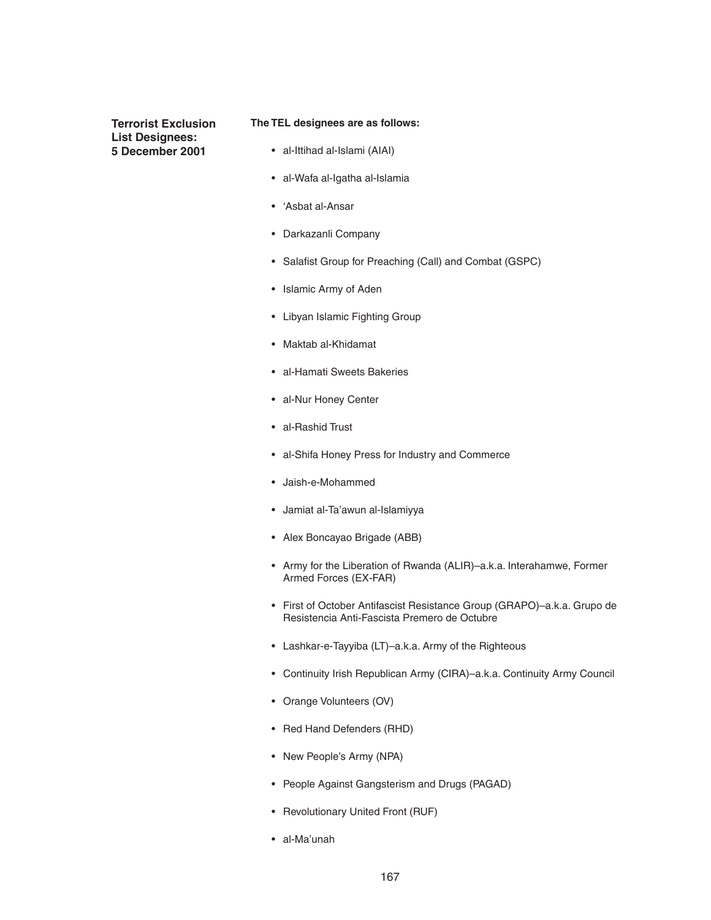**Terrorist Exclusion List Designees: 5 December 2001**

**The TEL designees are as follows:**

- al-Ittihad al-Islami (AIAI)
- al-Wafa al-Igatha al-Islamia
- 'Asbat al-Ansar
- Darkazanli Company
- Salafist Group for Preaching (Call) and Combat (GSPC)
- Islamic Army of Aden
- Libyan Islamic Fighting Group
- Maktab al-Khidamat
- al-Hamati Sweets Bakeries
- al-Nur Honey Center
- al-Rashid Trust
- al-Shifa Honey Press for Industry and Commerce
- Jaish-e-Mohammed
- Jamiat al-Ta'awun al-Islamiyya
- Alex Boncayao Brigade (ABB)
- Army for the Liberation of Rwanda (ALIR)–a.k.a. Interahamwe, Former Armed Forces (EX-FAR)
- First of October Antifascist Resistance Group (GRAPO)–a.k.a. Grupo de Resistencia Anti-Fascista Premero de Octubre
- Lashkar-e-Tayyiba (LT)–a.k.a. Army of the Righteous
- Continuity Irish Republican Army (CIRA)–a.k.a. Continuity Army Council
- Orange Volunteers (OV)
- Red Hand Defenders (RHD)
- New People's Army (NPA)
- People Against Gangsterism and Drugs (PAGAD)
- Revolutionary United Front (RUF)
- al-Ma'unah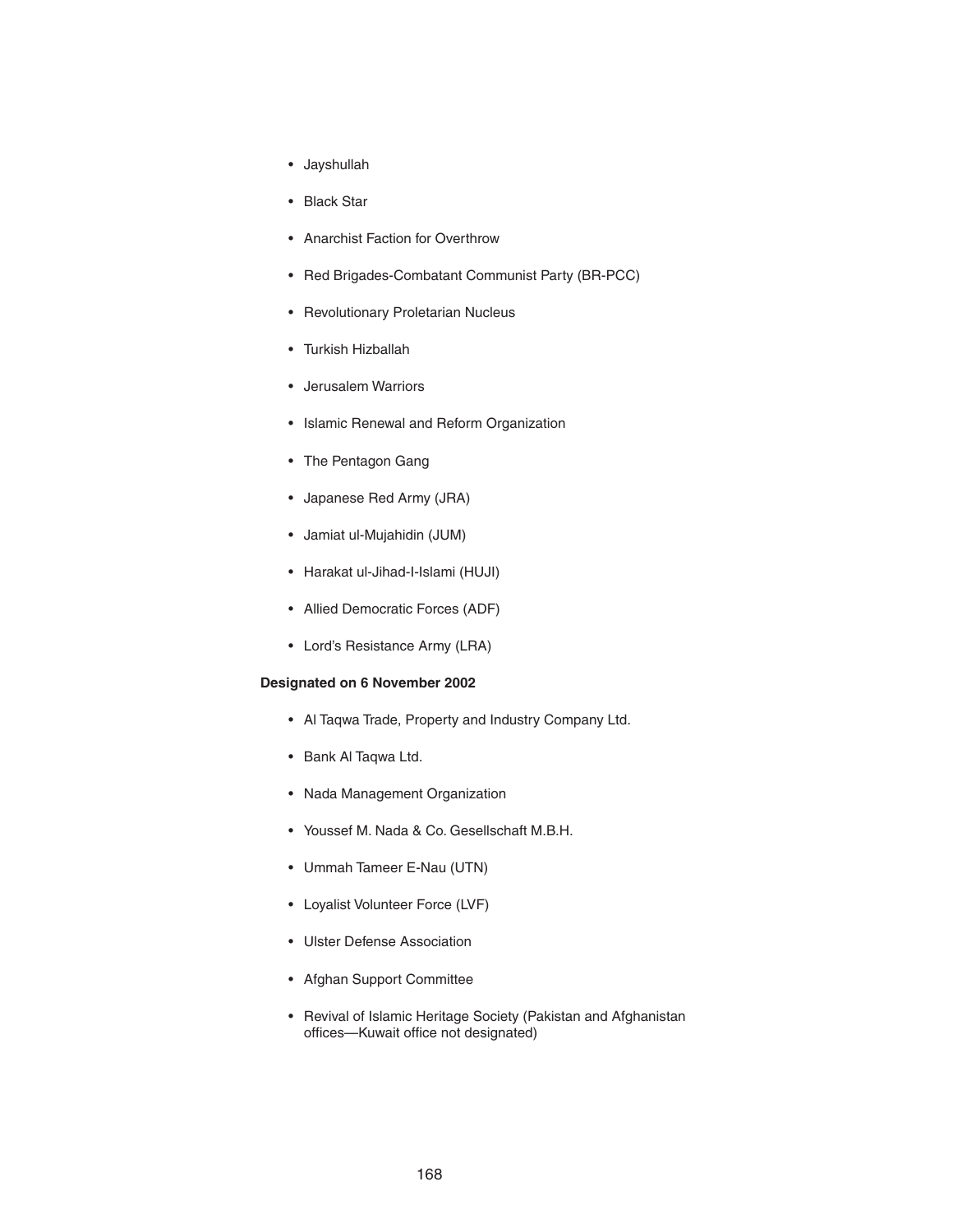- Jayshullah
- Black Star
- Anarchist Faction for Overthrow
- Red Brigades-Combatant Communist Party (BR-PCC)
- Revolutionary Proletarian Nucleus
- Turkish Hizballah
- Jerusalem Warriors
- Islamic Renewal and Reform Organization
- The Pentagon Gang
- Japanese Red Army (JRA)
- Jamiat ul-Mujahidin (JUM)
- Harakat ul-Jihad-I-Islami (HUJI)
- Allied Democratic Forces (ADF)
- Lord's Resistance Army (LRA)

**Designated on 6 November 2002**

- Al Taqwa Trade, Property and Industry Company Ltd.
- Bank Al Taqwa Ltd.
- Nada Management Organization
- Youssef M. Nada & Co. Gesellschaft M.B.H.
- Ummah Tameer E-Nau (UTN)
- Loyalist Volunteer Force (LVF)
- Ulster Defense Association
- Afghan Support Committee
- Revival of Islamic Heritage Society (Pakistan and Afghanistan offices—Kuwait office not designated)